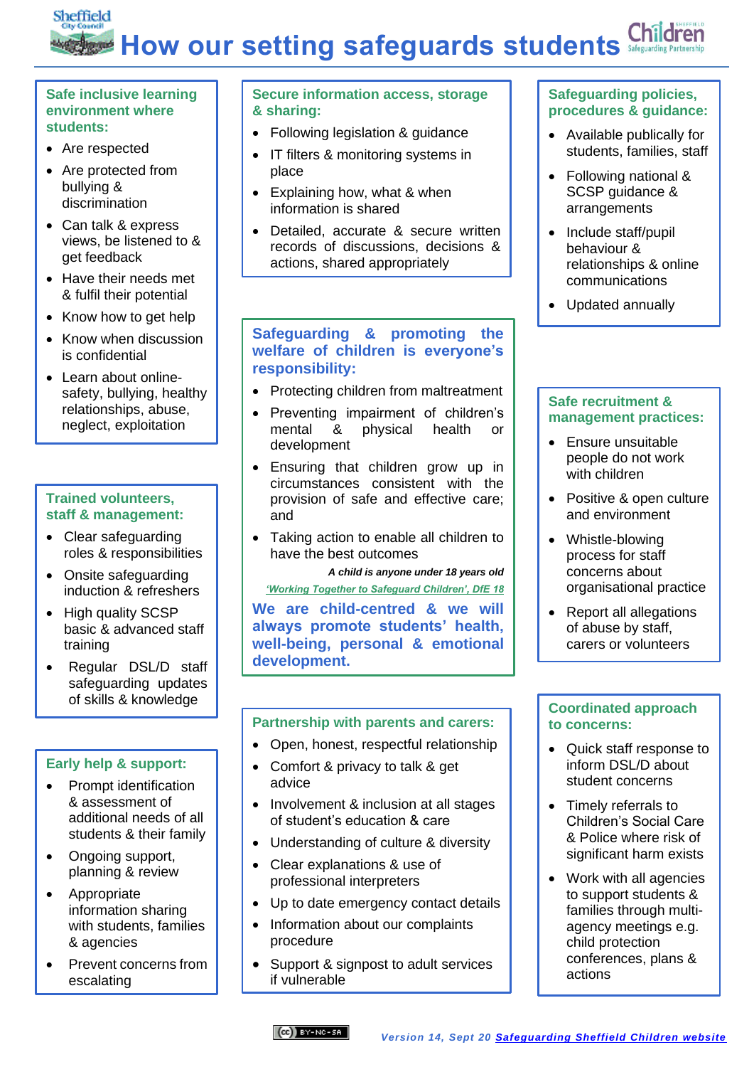# How our setting safeguards students

## Safe inclusive learning environment where students:

- Are respected
- Are protected from bullying & discrimination
- Can talk & express views, be listened to & get feedback
- Have their needs met & fulfil their potential
- Know how to get help
- Know when discussion is confidential
- Learn about online-safety, bullying, healthy relationships, abuse, neglect, exploitation

## Trained volunteers, staff & management:

- Clear safeguarding roles & responsibilities
- Onsite safeguarding induction & refreshers
- High quality SCSP basic & advanced staff training
- Regular DSL/D staff safeguarding updates of skills & knowledge

## Early help & support:

- Prompt identification & assessment of additional needs of all students & their family
- Ongoing support, planning & review
- Appropriate information sharing with students, families & agencies
- Prevent concerns from escalating

## Secure information access, storage & sharing:

- Following legislation & guidance
- IT filters & monitoring systems in place
- Explaining how, what & when information is shared
- Detailed, accurate & secure written records of discussions, decisions & actions, shared appropriately

## Safeguarding & promoting the welfare of children is everyone's responsibility:

- Protecting children from maltreatment
- Preventing impairment of children's mental & physical health or development
- Ensuring that children grow up in circumstances consistent with the provision of safe and effective care; and
- Taking action to enable all children to have the best outcomes

***A child is anyone under 18 years old***

*'Working Together to Safeguard Children', DfE 18*

**We are child-centred & we will always promote students' health, well-being, personal & emotional development.**

## Partnership with parents and carers:

- Open, honest, respectful relationship
- Comfort & privacy to talk & get advice
- Involvement & inclusion at all stages of student's education & care
- Understanding of culture & diversity
- Clear explanations & use of professional interpreters
- Up to date emergency contact details
- Information about our complaints procedure
- Support & signpost to adult services if vulnerable

## Safeguarding policies, procedures & guidance:

- Available publically for students, families, staff
- Following national & SCSP guidance & arrangements
- Include staff/pupil behaviour & relationships & online communications
- Updated annually

## Safe recruitment & management practices:

- Ensure unsuitable people do not work with children
- Positive & open culture and environment
- Whistle-blowing process for staff concerns about organisational practice
- Report all allegations of abuse by staff, carers or volunteers

## Coordinated approach to concerns:

- Quick staff response to inform DSL/D about student concerns
- Timely referrals to Children's Social Care & Police where risk of significant harm exists
- Work with all agencies to support students & families through multi-agency meetings e.g. child protection conferences, plans & actions

CC BY-NC-SA

*Version 14, Sept 20* Safeguarding Sheffield Children website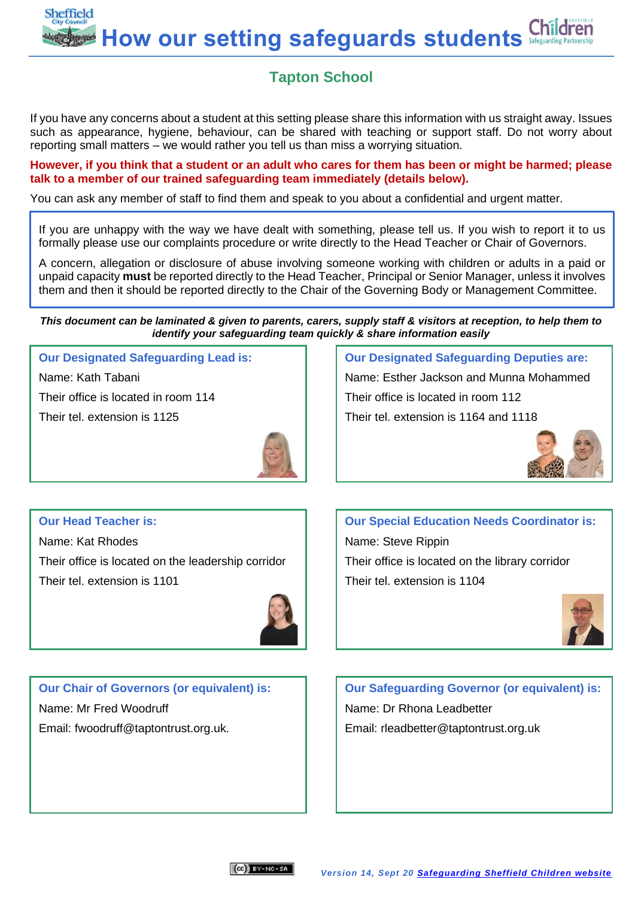# How our setting safeguards students

## Tapton School

If you have any concerns about a student at this setting please share this information with us straight away. Issues such as appearance, hygiene, behaviour, can be shared with teaching or support staff. Do not worry about reporting small matters – we would rather you tell us than miss a worrying situation.

**However, if you think that a student or an adult who cares for them has been or might be harmed; please talk to a member of our trained safeguarding team immediately (details below).**

You can ask any member of staff to find them and speak to you about a confidential and urgent matter.

If you are unhappy with the way we have dealt with something, please tell us. If you wish to report it to us formally please use our complaints procedure or write directly to the Head Teacher or Chair of Governors.

A concern, allegation or disclosure of abuse involving someone working with children or adults in a paid or unpaid capacity **must** be reported directly to the Head Teacher, Principal or Senior Manager, unless it involves them and then it should be reported directly to the Chair of the Governing Body or Management Committee.

***This document can be laminated & given to parents, carers, supply staff & visitors at reception, to help them to identify your safeguarding team quickly & share information easily***

### Our Designated Safeguarding Lead is:

Name: Kath Tabani

Their office is located in room 114

Their tel. extension is 1125

### Our Designated Safeguarding Deputies are:

Name: Esther Jackson and Munna Mohammed

Their office is located in room 112

Their tel. extension is 1164 and 1118

### Our Head Teacher is:

Name: Kat Rhodes

Their office is located on the leadership corridor

Their tel. extension is 1101

### Our Special Education Needs Coordinator is:

Name: Steve Rippin

Their office is located on the library corridor

Their tel. extension is 1104

### Our Chair of Governors (or equivalent) is:

Name: Mr Fred Woodruff

Email: fwoodruff@taptontrust.org.uk.

### Our Safeguarding Governor (or equivalent) is:

Name: Dr Rhona Leadbetter

Email: rleadbetter@taptontrust.org.uk

*Version 14, Sept 20* [Safeguarding Sheffield Children website]